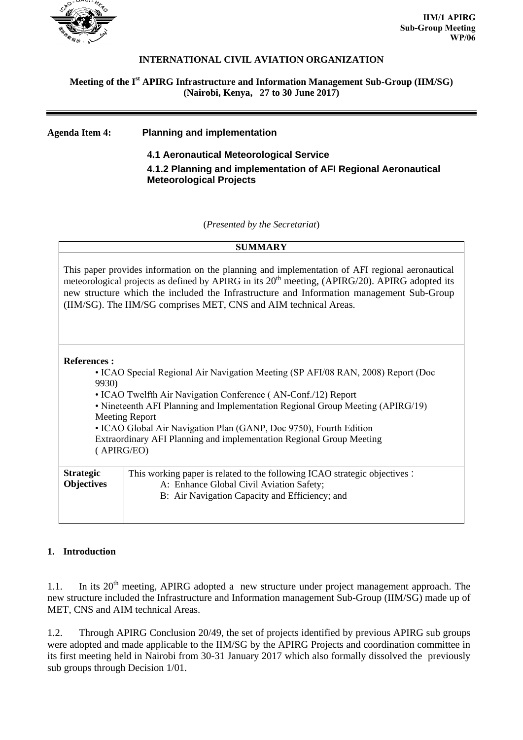IIM/1 APIRG
Sub-Group Meeting
WP/06

**INTERNATIONAL CIVIL AVIATION ORGANIZATION**

**Meeting of the I[st] APIRG Infrastructure and Information Management Sub-Group (IIM/SG)**
**(Nairobi, Kenya, 27 to 30 June 2017)**

---

**Agenda Item 4: Planning and implementation**

**4.1 Aeronautical Meteorological Service**

**4.1.2 Planning and implementation of AFI Regional Aeronautical Meteorological Projects**

(*Presented by the Secretariat*)

| **SUMMARY** | |
|---|---|
| This paper provides information on the planning and implementation of AFI regional aeronautical meteorological projects as defined by APIRG in its 20th meeting, (APIRG/20). APIRG adopted its new structure which the included the Infrastructure and Information management Sub-Group (IIM/SG). The IIM/SG comprises MET, CNS and AIM technical Areas. | |
| **References :**<br>• ICAO Special Regional Air Navigation Meeting (SP AFI/08 RAN, 2008) Report (Doc 9930)<br>• ICAO Twelfth Air Navigation Conference ( AN-Conf./12) Report<br>• Nineteenth AFI Planning and Implementation Regional Group Meeting (APIRG/19) Meeting Report<br>• ICAO Global Air Navigation Plan (GANP, Doc 9750), Fourth Edition<br>Extraordinary AFI Planning and implementation Regional Group Meeting ( APIRG/EO) | |
| **Strategic Objectives** | This working paper is related to the following ICAO strategic objectives :<br>A: Enhance Global Civil Aviation Safety;<br>B: Air Navigation Capacity and Efficiency; and |

## 1. Introduction

1.1. In its 20th meeting, APIRG adopted a new structure under project management approach. The new structure included the Infrastructure and Information management Sub-Group (IIM/SG) made up of MET, CNS and AIM technical Areas.

1.2. Through APIRG Conclusion 20/49, the set of projects identified by previous APIRG sub groups were adopted and made applicable to the IIM/SG by the APIRG Projects and coordination committee in its first meeting held in Nairobi from 30-31 January 2017 which also formally dissolved the previously sub groups through Decision 1/01.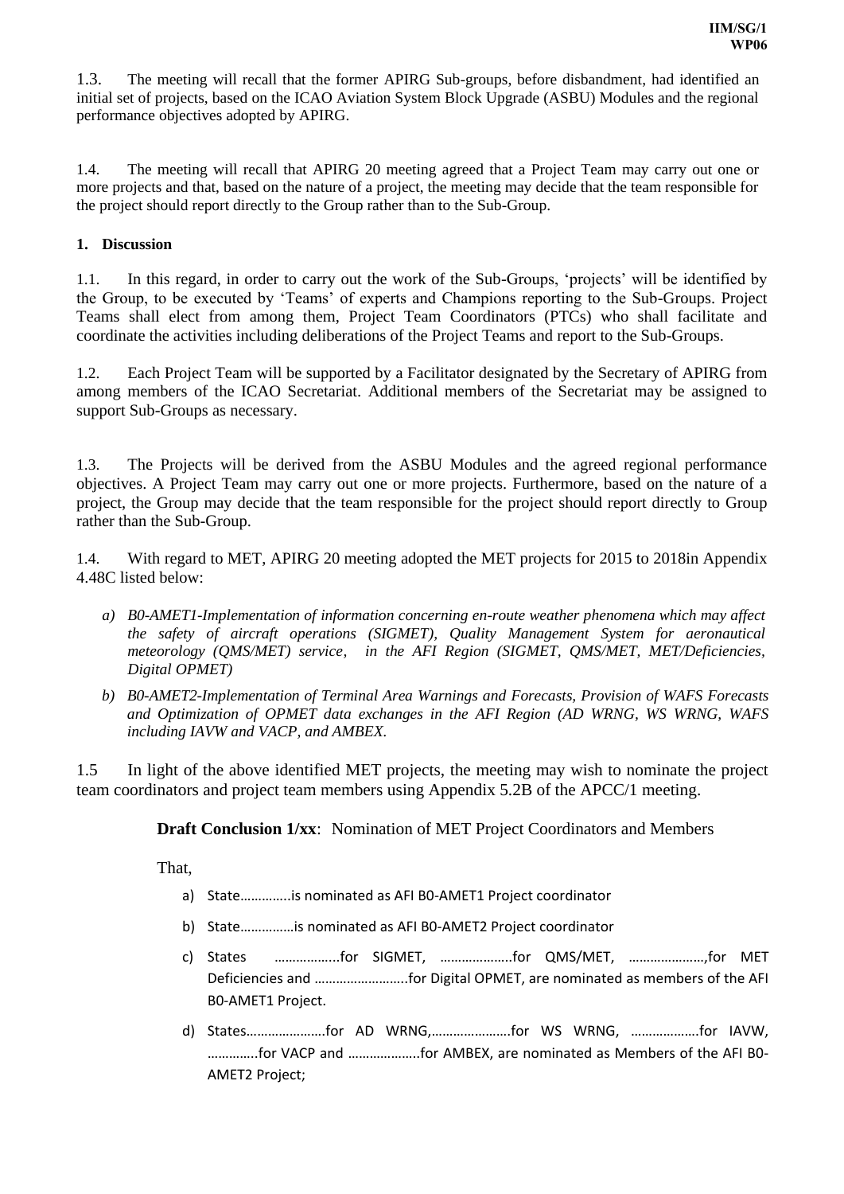1.3. The meeting will recall that the former APIRG Sub-groups, before disbandment, had identified an initial set of projects, based on the ICAO Aviation System Block Upgrade (ASBU) Modules and the regional performance objectives adopted by APIRG.

1.4. The meeting will recall that APIRG 20 meeting agreed that a Project Team may carry out one or more projects and that, based on the nature of a project, the meeting may decide that the team responsible for the project should report directly to the Group rather than to the Sub-Group.

**1. Discussion**

1.1. In this regard, in order to carry out the work of the Sub-Groups, 'projects' will be identified by the Group, to be executed by 'Teams' of experts and Champions reporting to the Sub-Groups. Project Teams shall elect from among them, Project Team Coordinators (PTCs) who shall facilitate and coordinate the activities including deliberations of the Project Teams and report to the Sub-Groups.

1.2. Each Project Team will be supported by a Facilitator designated by the Secretary of APIRG from among members of the ICAO Secretariat. Additional members of the Secretariat may be assigned to support Sub-Groups as necessary.

1.3. The Projects will be derived from the ASBU Modules and the agreed regional performance objectives. A Project Team may carry out one or more projects. Furthermore, based on the nature of a project, the Group may decide that the team responsible for the project should report directly to Group rather than the Sub-Group.

1.4. With regard to MET, APIRG 20 meeting adopted the MET projects for 2015 to 2018in Appendix 4.48C listed below:

*a) B0-AMET1-Implementation of information concerning en-route weather phenomena which may affect the safety of aircraft operations (SIGMET), Quality Management System for aeronautical meteorology (QMS/MET) service, in the AFI Region (SIGMET, QMS/MET, MET/Deficiencies, Digital OPMET)*

*b) B0-AMET2-Implementation of Terminal Area Warnings and Forecasts, Provision of WAFS Forecasts and Optimization of OPMET data exchanges in the AFI Region (AD WRNG, WS WRNG, WAFS including IAVW and VACP, and AMBEX.*

1.5 In light of the above identified MET projects, the meeting may wish to nominate the project team coordinators and project team members using Appendix 5.2B of the APCC/1 meeting.

**Draft Conclusion 1/xx**: Nomination of MET Project Coordinators and Members

That,

a) State………….is nominated as AFI B0-AMET1 Project coordinator

b) State…………..is nominated as AFI B0-AMET2 Project coordinator

c) States ……………..for SIGMET, ………………..for QMS/MET, …………………,for MET Deficiencies and ……………………..for Digital OPMET, are nominated as members of the AFI B0-AMET1 Project.

d) States…………………for AD WRNG,………………….for WS WRNG, ……………….for IAVW, ………….for VACP and ……………….for AMBEX, are nominated as Members of the AFI B0-AMET2 Project;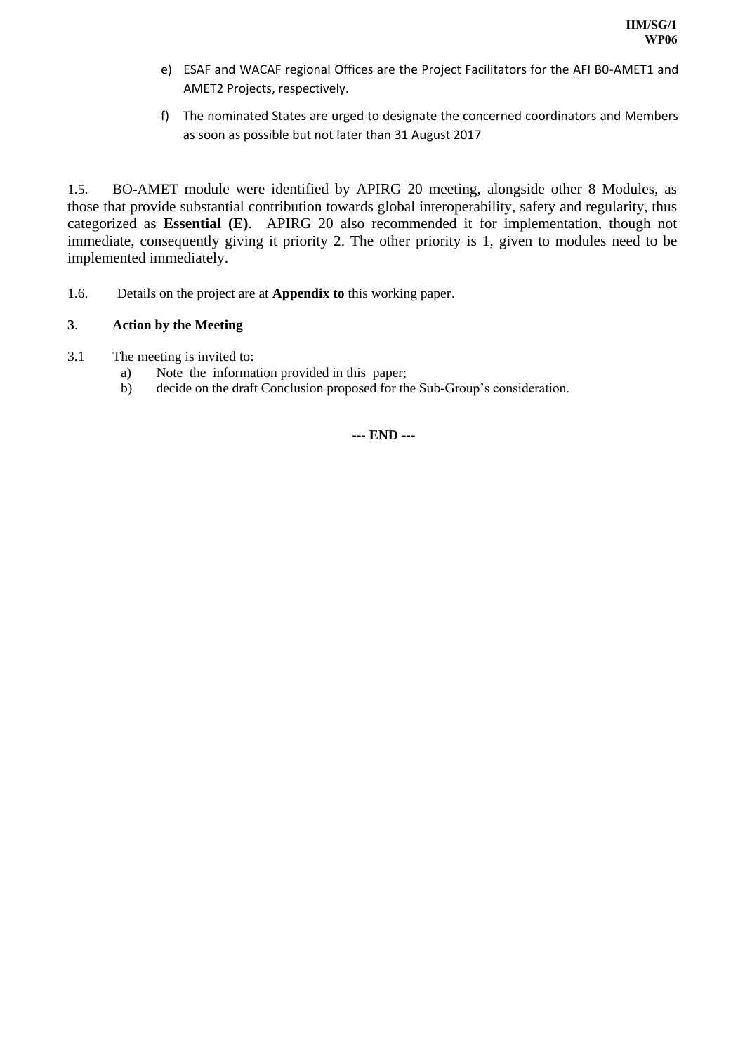e) ESAF and WACAF regional Offices are the Project Facilitators for the AFI B0-AMET1 and AMET2 Projects, respectively.

f) The nominated States are urged to designate the concerned coordinators and Members as soon as possible but not later than 31 August 2017

1.5. BO-AMET module were identified by APIRG 20 meeting, alongside other 8 Modules, as those that provide substantial contribution towards global interoperability, safety and regularity, thus categorized as **Essential (E)**. APIRG 20 also recommended it for implementation, though not immediate, consequently giving it priority 2. The other priority is 1, given to modules need to be implemented immediately.

1.6. Details on the project are at **Appendix to** this working paper.

## 3. Action by the Meeting

3.1 The meeting is invited to:

a) Note the information provided in this paper;

b) decide on the draft Conclusion proposed for the Sub-Group's consideration.

**--- END ---**